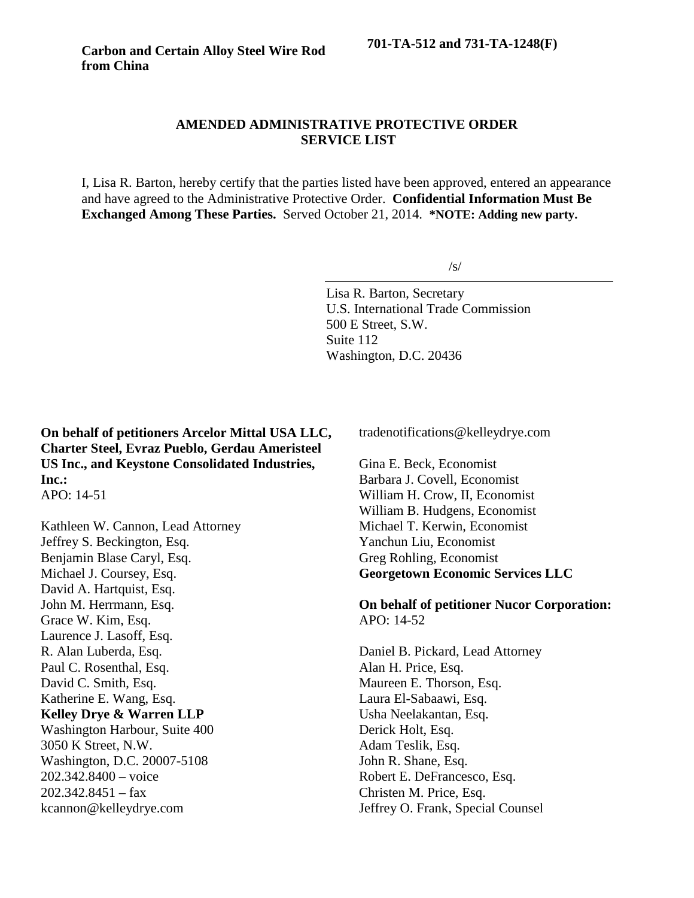**Carbon and Certain Alloy Steel Wire Rod from China**

**701-TA-512 and 731-TA-1248(F)**

## AMENDED ADMINISTRATIVE PROTECTIVE ORDER SERVICE LIST

I, Lisa R. Barton, hereby certify that the parties listed have been approved, entered an appearance and have agreed to the Administrative Protective Order. **Confidential Information Must Be Exchanged Among These Parties.** Served October 21, 2014. ***NOTE: Adding new party.**

/s/

Lisa R. Barton, Secretary
U.S. International Trade Commission
500 E Street, S.W.
Suite 112
Washington, D.C. 20436

**On behalf of petitioners Arcelor Mittal USA LLC, Charter Steel, Evraz Pueblo, Gerdau Ameristeel US Inc., and Keystone Consolidated Industries, Inc.:**
APO: 14-51

Kathleen W. Cannon, Lead Attorney
Jeffrey S. Beckington, Esq.
Benjamin Blase Caryl, Esq.
Michael J. Coursey, Esq.
David A. Hartquist, Esq.
John M. Herrmann, Esq.
Grace W. Kim, Esq.
Laurence J. Lasoff, Esq.
R. Alan Luberda, Esq.
Paul C. Rosenthal, Esq.
David C. Smith, Esq.
Katherine E. Wang, Esq.
**Kelley Drye & Warren LLP**
Washington Harbour, Suite 400
3050 K Street, N.W.
Washington, D.C. 20007-5108
202.342.8400 – voice
202.342.8451 – fax
kcannon@kelleydrye.com
tradenotifications@kelleydrye.com

Gina E. Beck, Economist
Barbara J. Covell, Economist
William H. Crow, II, Economist
William B. Hudgens, Economist
Michael T. Kerwin, Economist
Yanchun Liu, Economist
Greg Rohling, Economist
**Georgetown Economic Services LLC**

**On behalf of petitioner Nucor Corporation:**
APO: 14-52

Daniel B. Pickard, Lead Attorney
Alan H. Price, Esq.
Maureen E. Thorson, Esq.
Laura El-Sabaawi, Esq.
Usha Neelakantan, Esq.
Derick Holt, Esq.
Adam Teslik, Esq.
John R. Shane, Esq.
Robert E. DeFrancesco, Esq.
Christen M. Price, Esq.
Jeffrey O. Frank, Special Counsel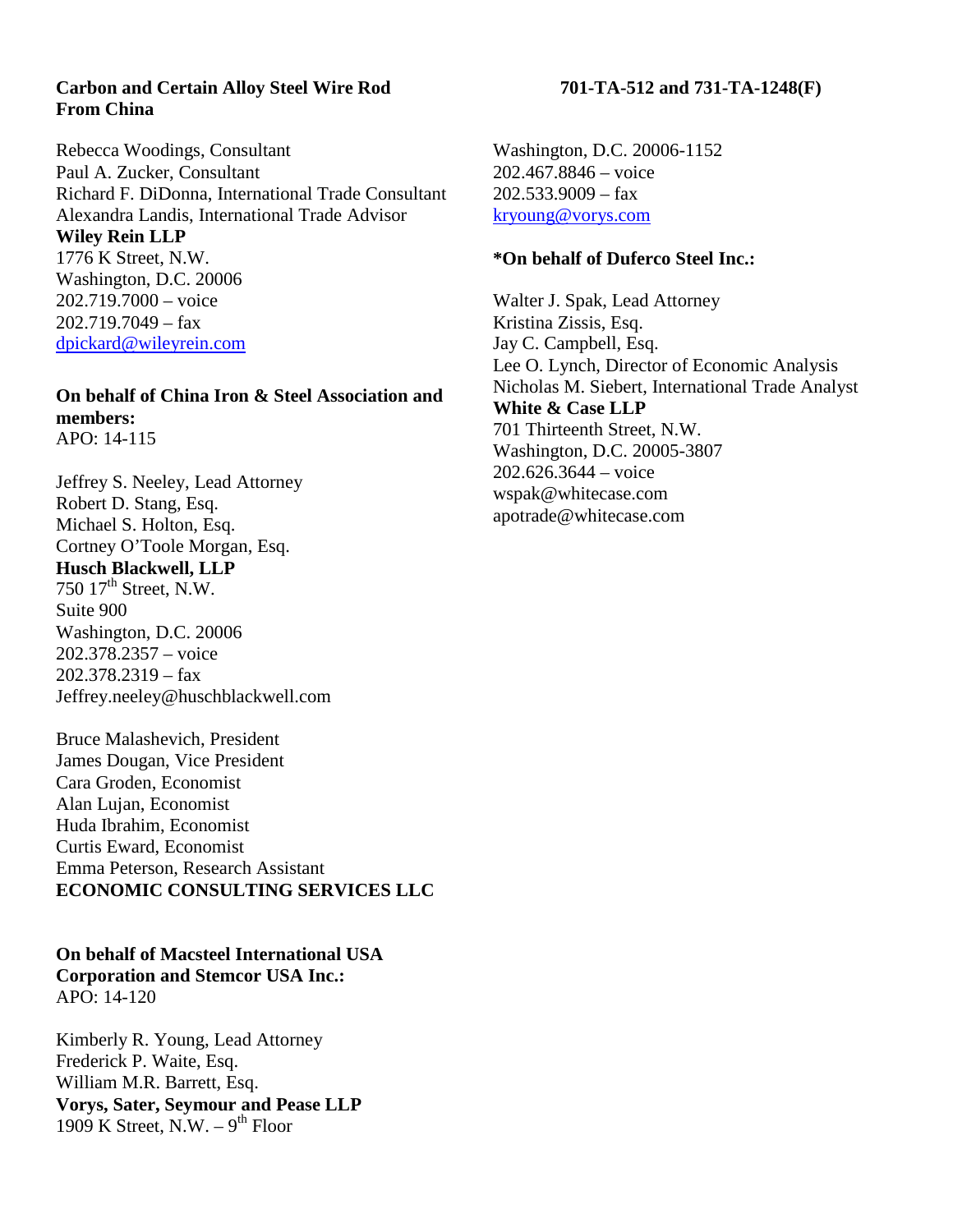**Carbon and Certain Alloy Steel Wire Rod From China** **701-TA-512 and 731-TA-1248(F)**

Rebecca Woodings, Consultant
Paul A. Zucker, Consultant
Richard F. DiDonna, International Trade Consultant
Alexandra Landis, International Trade Advisor
**Wiley Rein LLP**
1776 K Street, N.W.
Washington, D.C. 20006
202.719.7000 – voice
202.719.7049 – fax
dpickard@wileyrein.com

**On behalf of China Iron & Steel Association and members:**
APO: 14-115

Jeffrey S. Neeley, Lead Attorney
Robert D. Stang, Esq.
Michael S. Holton, Esq.
Cortney O'Toole Morgan, Esq.
**Husch Blackwell, LLP**
750 17th Street, N.W.
Suite 900
Washington, D.C. 20006
202.378.2357 – voice
202.378.2319 – fax
Jeffrey.neeley@huschblackwell.com

Bruce Malashevich, President
James Dougan, Vice President
Cara Groden, Economist
Alan Lujan, Economist
Huda Ibrahim, Economist
Curtis Eward, Economist
Emma Peterson, Research Assistant
**ECONOMIC CONSULTING SERVICES LLC**

**On behalf of Macsteel International USA Corporation and Stemcor USA Inc.:**
APO: 14-120

Kimberly R. Young, Lead Attorney
Frederick P. Waite, Esq.
William M.R. Barrett, Esq.
**Vorys, Sater, Seymour and Pease LLP**
1909 K Street, N.W. – 9th Floor
Washington, D.C. 20006-1152
202.467.8846 – voice
202.533.9009 – fax
kryoung@vorys.com

**\*On behalf of Duferco Steel Inc.:**

Walter J. Spak, Lead Attorney
Kristina Zissis, Esq.
Jay C. Campbell, Esq.
Lee O. Lynch, Director of Economic Analysis
Nicholas M. Siebert, International Trade Analyst
**White & Case LLP**
701 Thirteenth Street, N.W.
Washington, D.C. 20005-3807
202.626.3644 – voice
wspak@whitecase.com
apotrade@whitecase.com